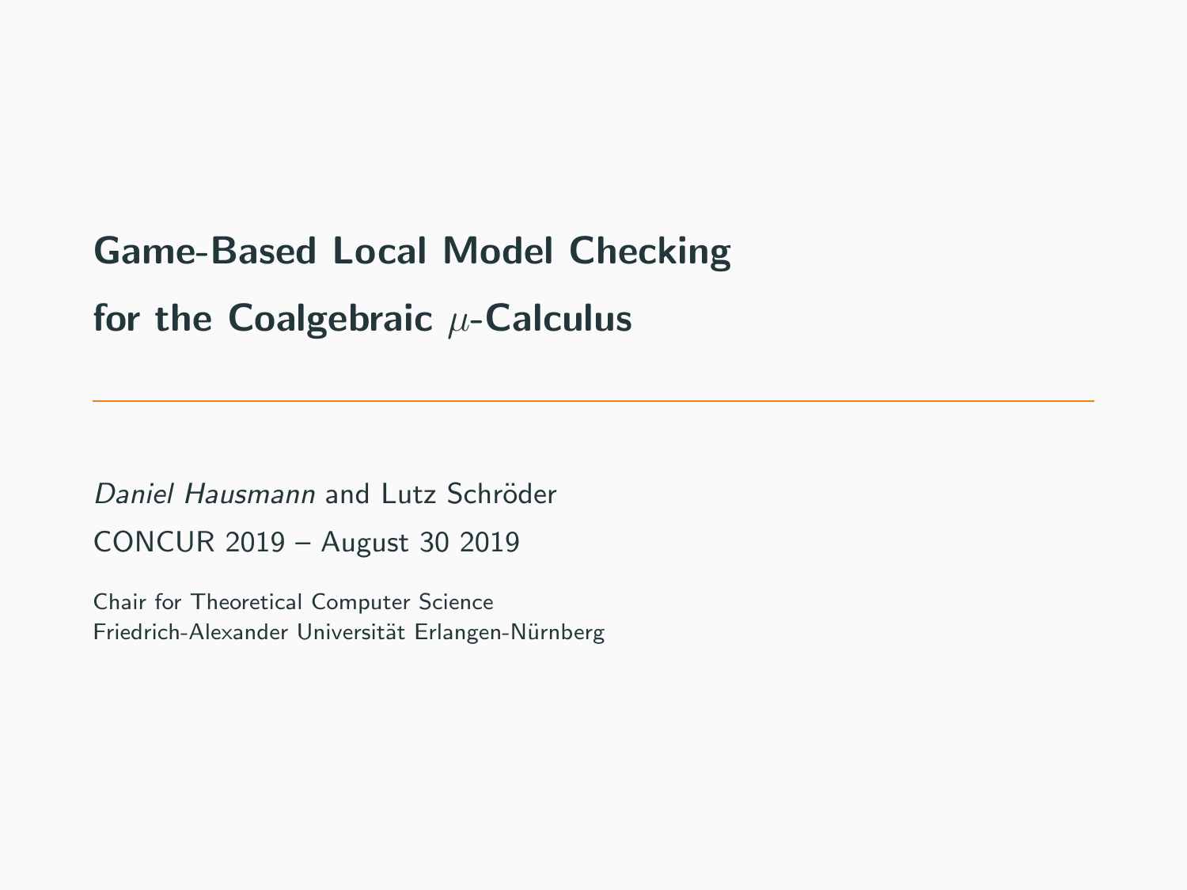# Game-Based Local Model Checking for the Coalgebraic $\mu$-Calculus

*Daniel Hausmann* and Lutz Schröder

CONCUR 2019 – August 30 2019

Chair for Theoretical Computer Science
Friedrich-Alexander Universität Erlangen-Nürnberg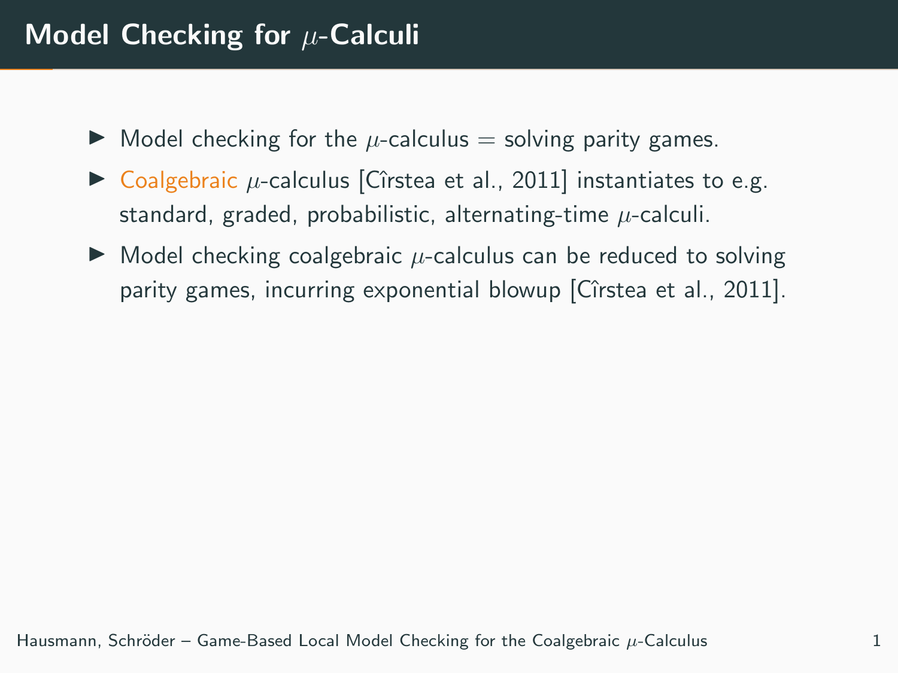# Model Checking for $\mu$-Calculi

- Model checking for the $\mu$-calculus = solving parity games.
- Coalgebraic $\mu$-calculus [Cîrstea et al., 2011] instantiates to e.g. standard, graded, probabilistic, alternating-time $\mu$-calculi.
- Model checking coalgebraic $\mu$-calculus can be reduced to solving parity games, incurring exponential blowup [Cîrstea et al., 2011].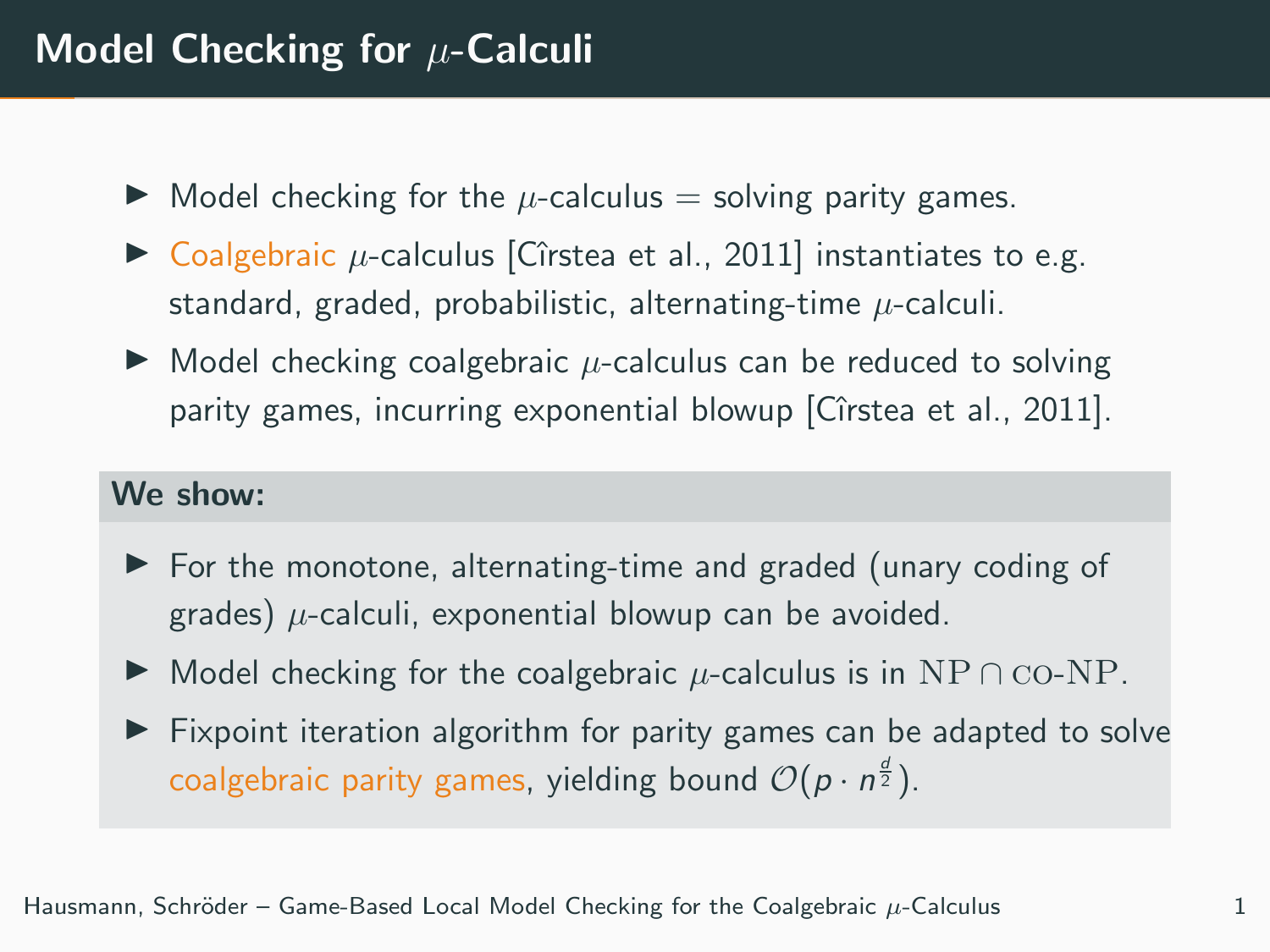# Model Checking for $\mu$-Calculi

- Model checking for the $\mu$-calculus = solving parity games.
- Coalgebraic $\mu$-calculus [Cîrstea et al., 2011] instantiates to e.g. standard, graded, probabilistic, alternating-time $\mu$-calculi.
- Model checking coalgebraic $\mu$-calculus can be reduced to solving parity games, incurring exponential blowup [Cîrstea et al., 2011].

**We show:**

- For the monotone, alternating-time and graded (unary coding of grades) $\mu$-calculi, exponential blowup can be avoided.
- Model checking for the coalgebraic $\mu$-calculus is in $\mathrm{NP} \cap \textsc{co}\text{-}\mathrm{NP}$.
- Fixpoint iteration algorithm for parity games can be adapted to solve coalgebraic parity games, yielding bound $\mathcal{O}(p \cdot n^{\frac{d}{2}})$.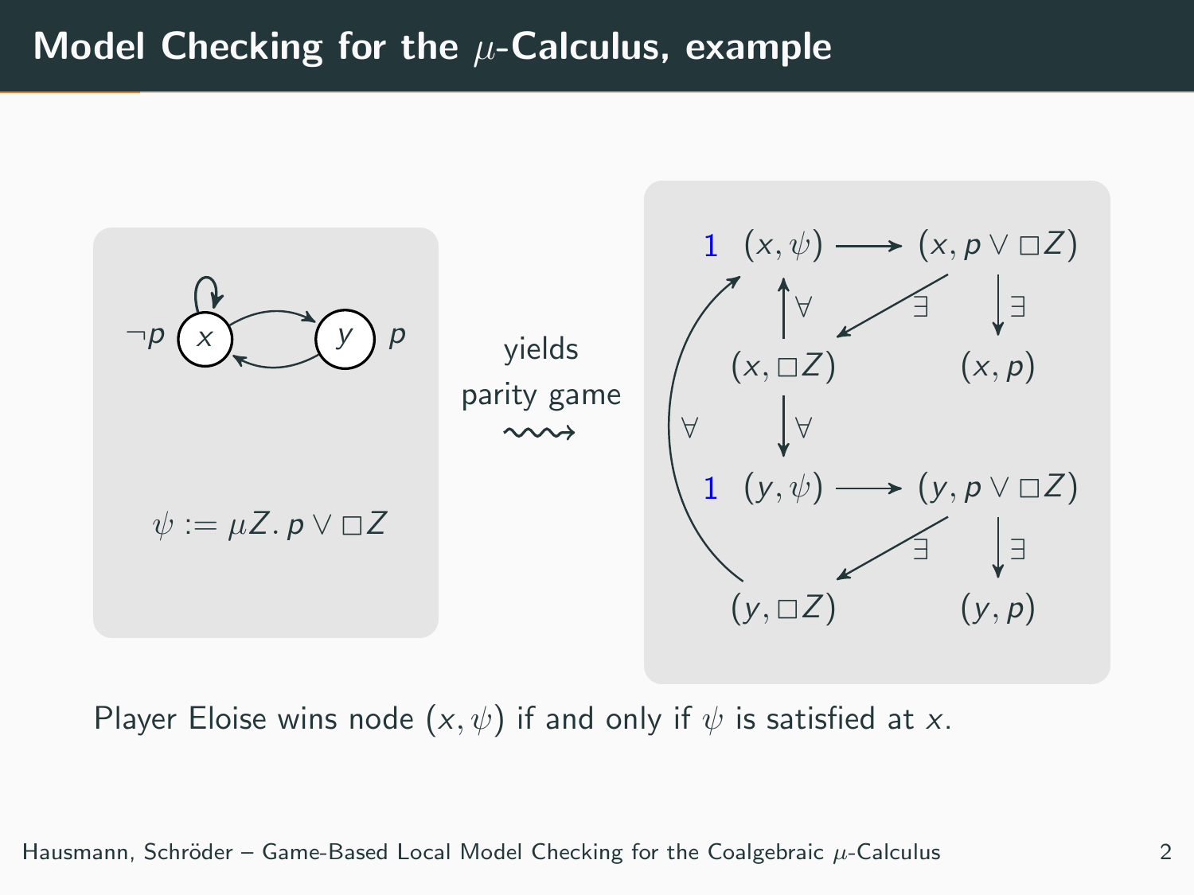# Model Checking for the $\mu$-Calculus, example

$\neg p$ $x$ $y$ $p$

$\psi := \mu Z.\, p \vee \Box Z$

yields parity game $\rightsquigarrow$

$1$ $(x, \psi)$ $\longrightarrow$ $(x, p \vee \Box Z)$

$(x, \Box Z)$ $\quad$ $(x, p)$

$1$ $(y, \psi)$ $\longrightarrow$ $(y, p \vee \Box Z)$

$(y, \Box Z)$ $\quad$ $(y, p)$

Player Eloise wins node $(x, \psi)$ if and only if $\psi$ is satisfied at $x$.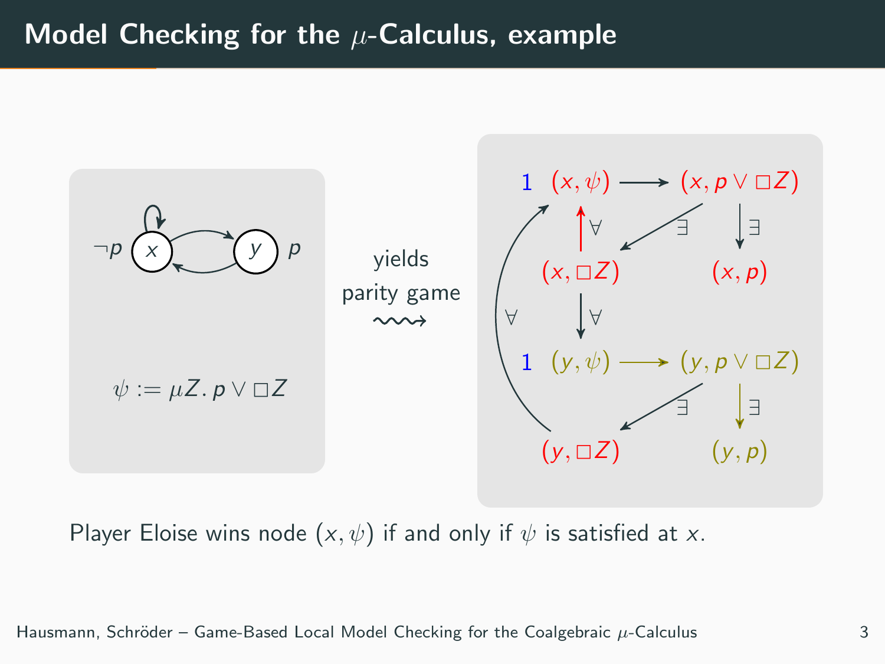# Model Checking for the $\mu$-Calculus, example

$\neg p$ $x$ $y$ $p$

$$\psi := \mu Z.\, p \vee \Box Z$$

yields parity game $\rightsquigarrow$

1 $(x, \psi)$ $\longrightarrow$ $(x, p \vee \Box Z)$

$\forall$ $\exists$ $\exists$

$(x, \Box Z)$ $(x, p)$

$\forall$ $\forall$

1 $(y, \psi)$ $\longrightarrow$ $(y, p \vee \Box Z)$

$\exists$ $\exists$

$(y, \Box Z)$ $(y, p)$

Player Eloise wins node $(x, \psi)$ if and only if $\psi$ is satisfied at $x$.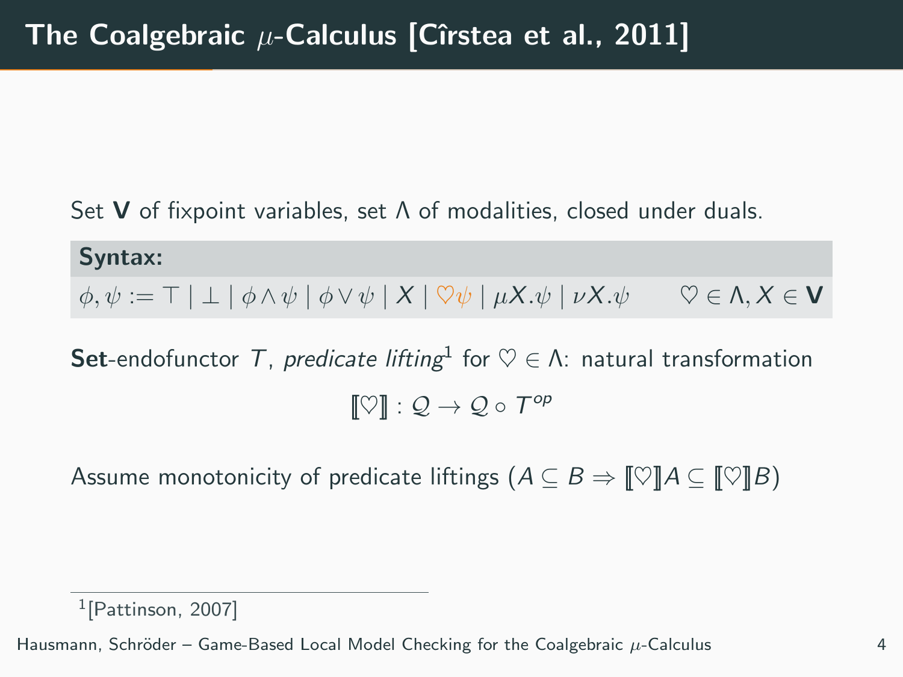# The Coalgebraic $\mu$-Calculus [Cîrstea et al., 2011]

Set $\mathbf{V}$ of fixpoint variables, set $\Lambda$ of modalities, closed under duals.

**Syntax:**

$$\phi, \psi := \top \mid \bot \mid \phi \wedge \psi \mid \phi \vee \psi \mid X \mid \heartsuit\psi \mid \mu X.\psi \mid \nu X.\psi \qquad \heartsuit \in \Lambda, X \in \mathbf{V}$$

**Set**-endofunctor $T$, *predicate lifting*[1] for $\heartsuit \in \Lambda$: natural transformation

$$[\![\heartsuit]\!] : \mathcal{Q} \to \mathcal{Q} \circ T^{op}$$

Assume monotonicity of predicate liftings ($A \subseteq B \Rightarrow [\![\heartsuit]\!]A \subseteq [\![\heartsuit]\!]B$)

[1] [Pattinson, 2007]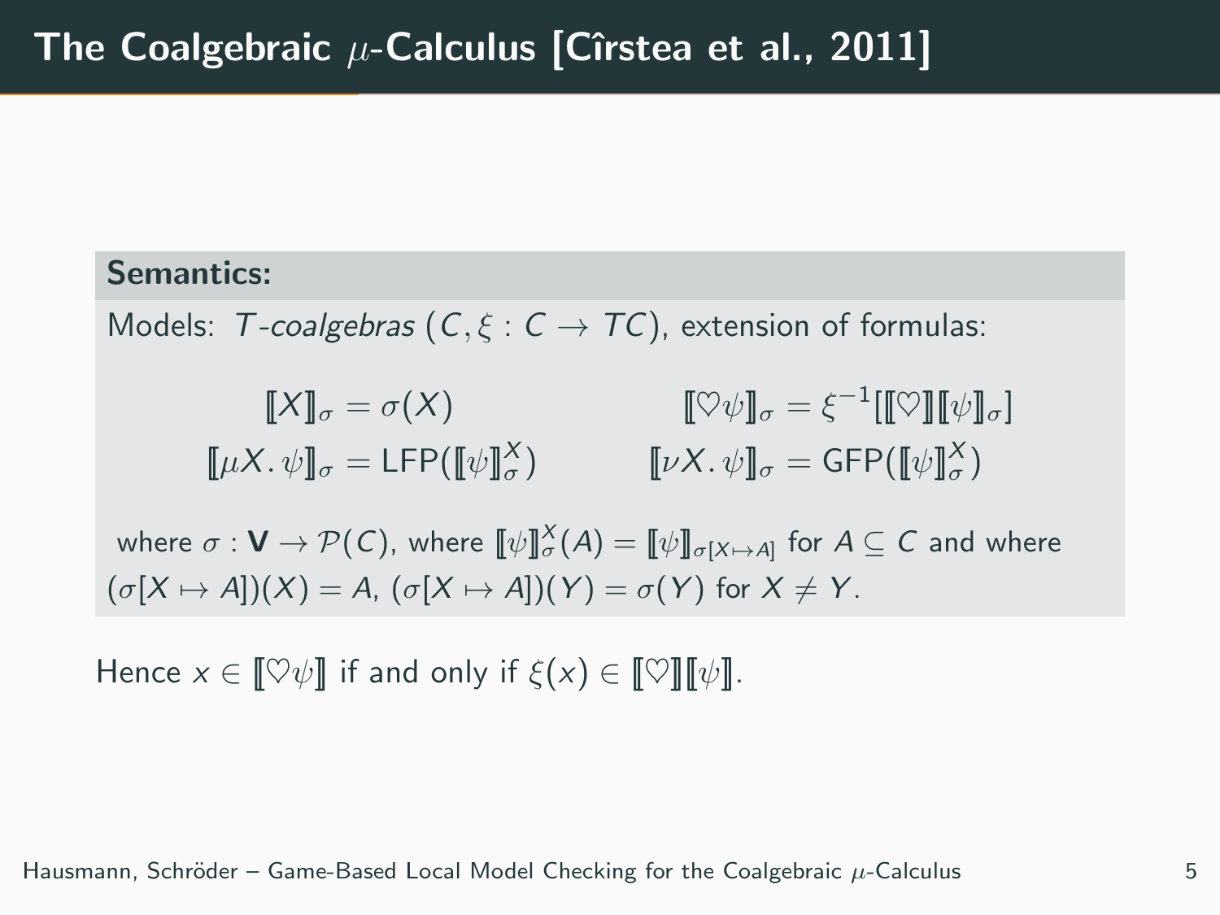# The Coalgebraic $\mu$-Calculus [Cîrstea et al., 2011]

**Semantics:**

Models: $T$-*coalgebras* $(C, \xi : C \to TC)$, extension of formulas:

$$[\![X]\!]_\sigma = \sigma(X) \qquad [\![\heartsuit\psi]\!]_\sigma = \xi^{-1}[[\![\heartsuit]\!][\![\psi]\!]_\sigma]$$

$$[\![\mu X.\,\psi]\!]_\sigma = \mathsf{LFP}([\![\psi]\!]^X_\sigma) \qquad [\![\nu X.\,\psi]\!]_\sigma = \mathsf{GFP}([\![\psi]\!]^X_\sigma)$$

where $\sigma : \mathbf{V} \to \mathcal{P}(C)$, where $[\![\psi]\!]^X_\sigma(A) = [\![\psi]\!]_{\sigma[X \mapsto A]}$ for $A \subseteq C$ and where $(\sigma[X \mapsto A])(X) = A$, $(\sigma[X \mapsto A])(Y) = \sigma(Y)$ for $X \neq Y$.

Hence $x \in [\![\heartsuit\psi]\!]$ if and only if $\xi(x) \in [\![\heartsuit]\!][\![\psi]\!]$.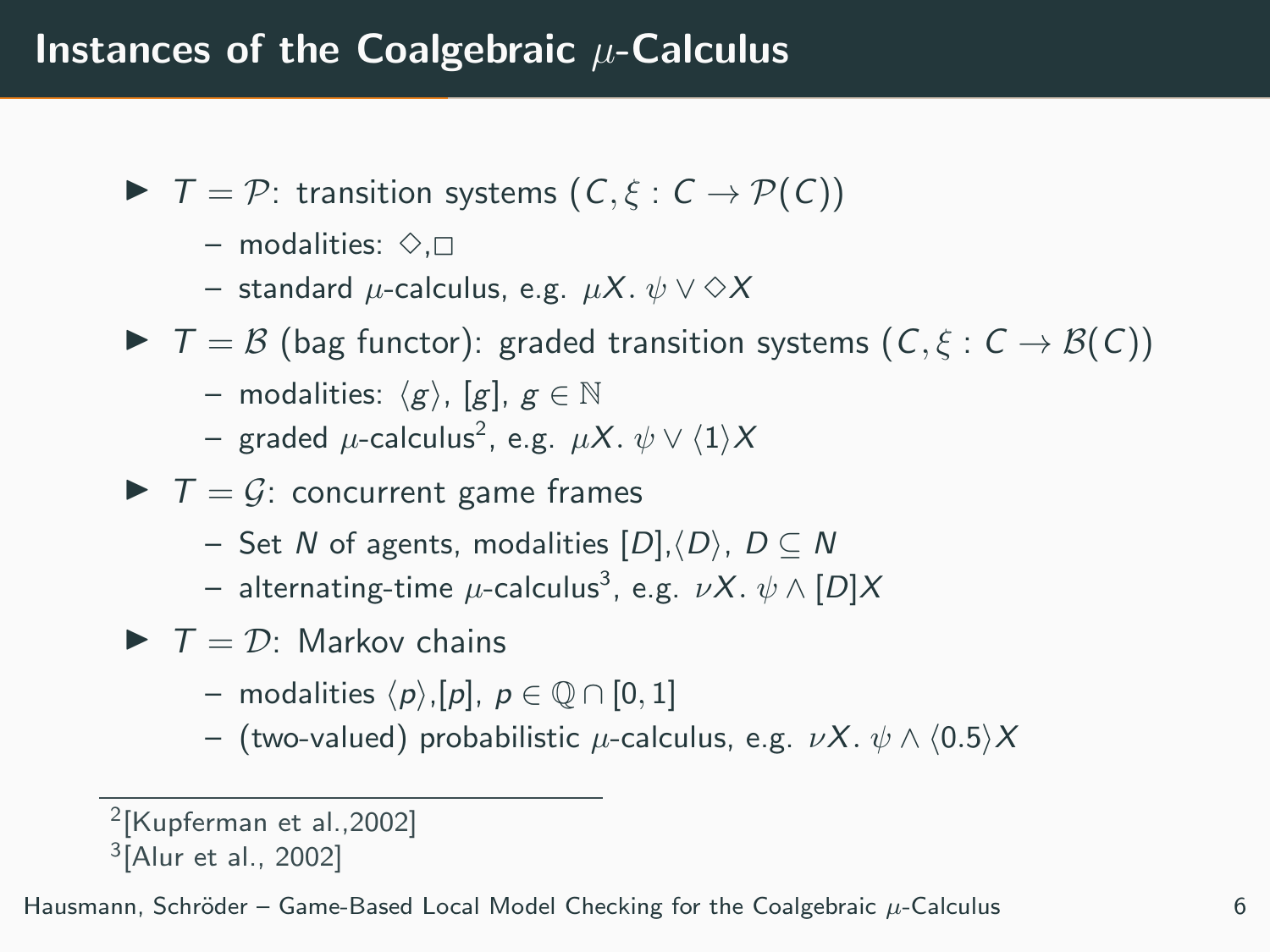# Instances of the Coalgebraic $\mu$-Calculus

- $T = \mathcal{P}$: transition systems $(C, \xi : C \to \mathcal{P}(C))$
  - modalities: $\Diamond$,$\Box$
  - standard $\mu$-calculus, e.g. $\mu X.\, \psi \vee \Diamond X$
- $T = \mathcal{B}$ (bag functor): graded transition systems $(C, \xi : C \to \mathcal{B}(C))$
  - modalities: $\langle g \rangle$, $[g]$, $g \in \mathbb{N}$
  - graded $\mu$-calculus[2], e.g. $\mu X.\, \psi \vee \langle 1 \rangle X$
- $T = \mathcal{G}$: concurrent game frames
  - Set $N$ of agents, modalities $[D]$,$\langle D \rangle$, $D \subseteq N$
  - alternating-time $\mu$-calculus[3], e.g. $\nu X.\, \psi \wedge [D]X$
- $T = \mathcal{D}$: Markov chains
  - modalities $\langle p \rangle$,$[p]$, $p \in \mathbb{Q} \cap [0, 1]$
  - (two-valued) probabilistic $\mu$-calculus, e.g. $\nu X.\, \psi \wedge \langle 0.5 \rangle X$

---

[2] [Kupferman et al.,2002]
[3] [Alur et al., 2002]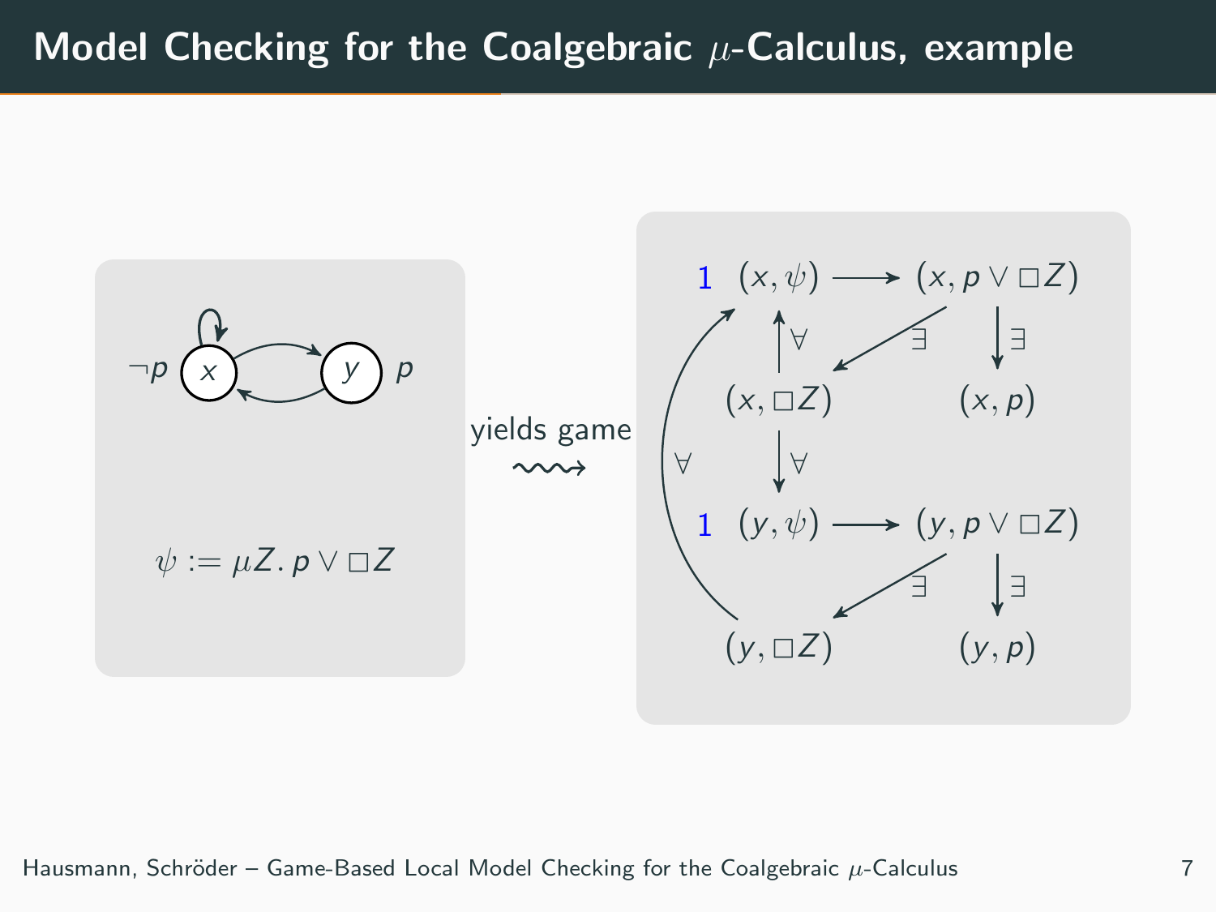# Model Checking for the Coalgebraic $\mu$-Calculus, example

$\neg p$ $x$ $y$ $p$

$\psi := \mu Z.\, p \vee \Box Z$

yields game

$1 \;\; (x, \psi) \longrightarrow (x, p \vee \Box Z)$

$\forall \quad \exists \quad \exists$

$(x, \Box Z) \qquad (x, p)$

$\forall \quad \forall$

$1 \;\; (y, \psi) \longrightarrow (y, p \vee \Box Z)$

$\exists \quad \exists$

$(y, \Box Z) \qquad (y, p)$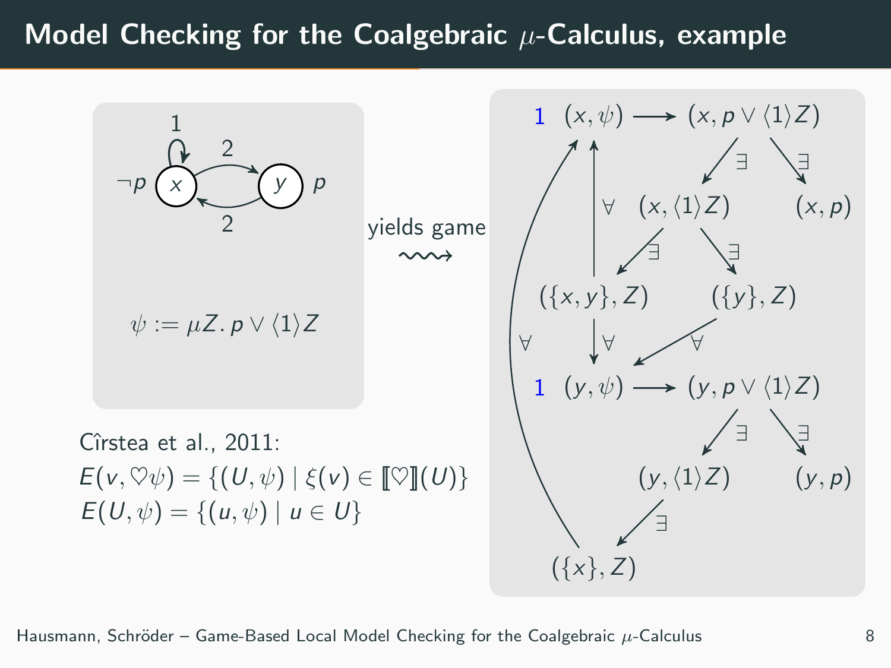# Model Checking for the Coalgebraic $\mu$-Calculus, example

$\psi := \mu Z.\, p \vee \langle 1 \rangle Z$

yields game

Cîrstea et al., 2011:

$E(v, \heartsuit\psi) = \{(U, \psi) \mid \xi(v) \in [\![\heartsuit]\!](U)\}$

$E(U, \psi) = \{(u, \psi) \mid u \in U\}$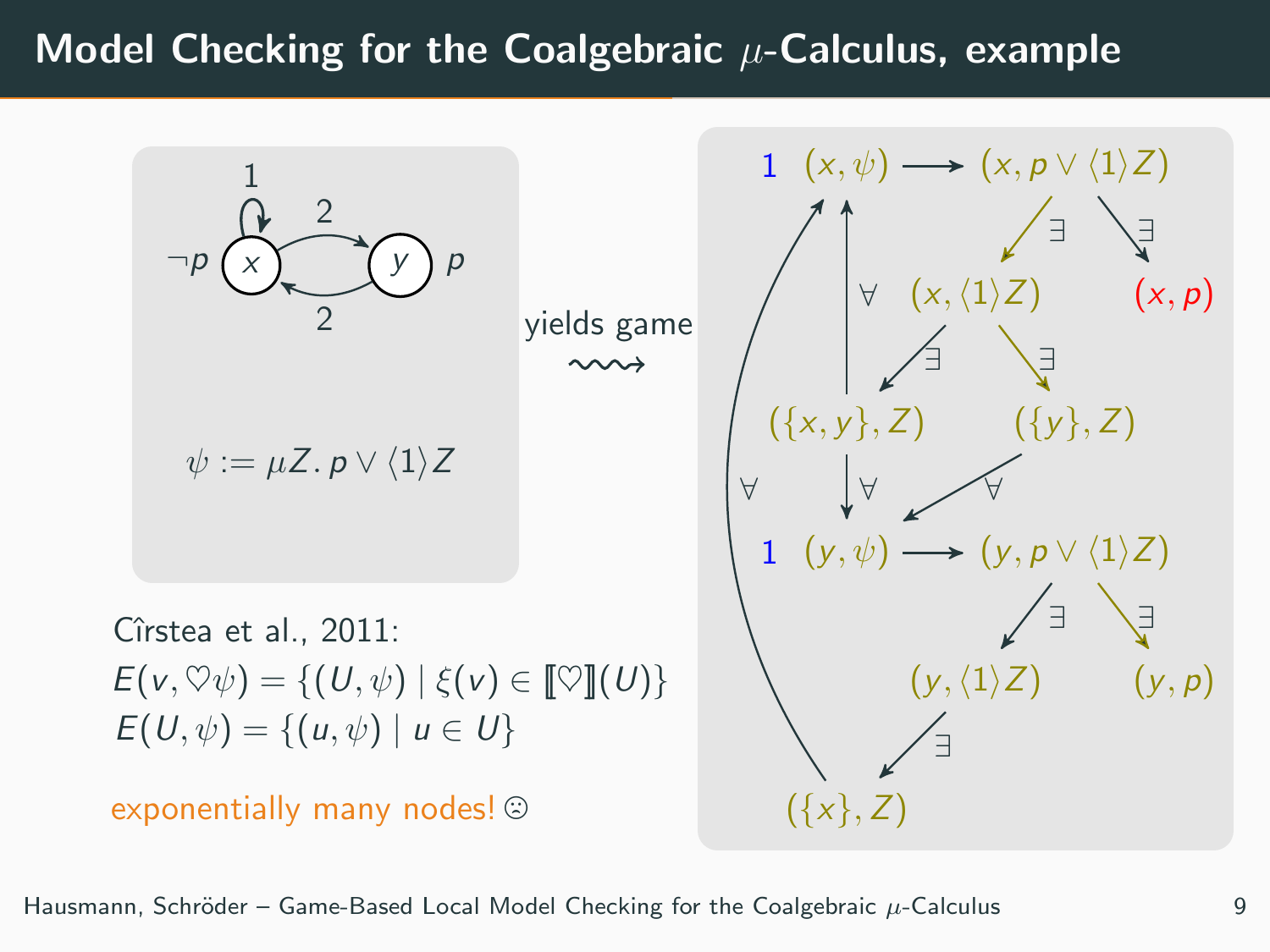# Model Checking for the Coalgebraic $\mu$-Calculus, example

$\psi := \mu Z.\, p \vee \langle 1 \rangle Z$

yields game

Cîrstea et al., 2011:

$E(v, \heartsuit\psi) = \{(U, \psi) \mid \xi(v) \in [\![\heartsuit]\!](U)\}$

$E(U, \psi) = \{(u, \psi) \mid u \in U\}$

exponentially many nodes! ☹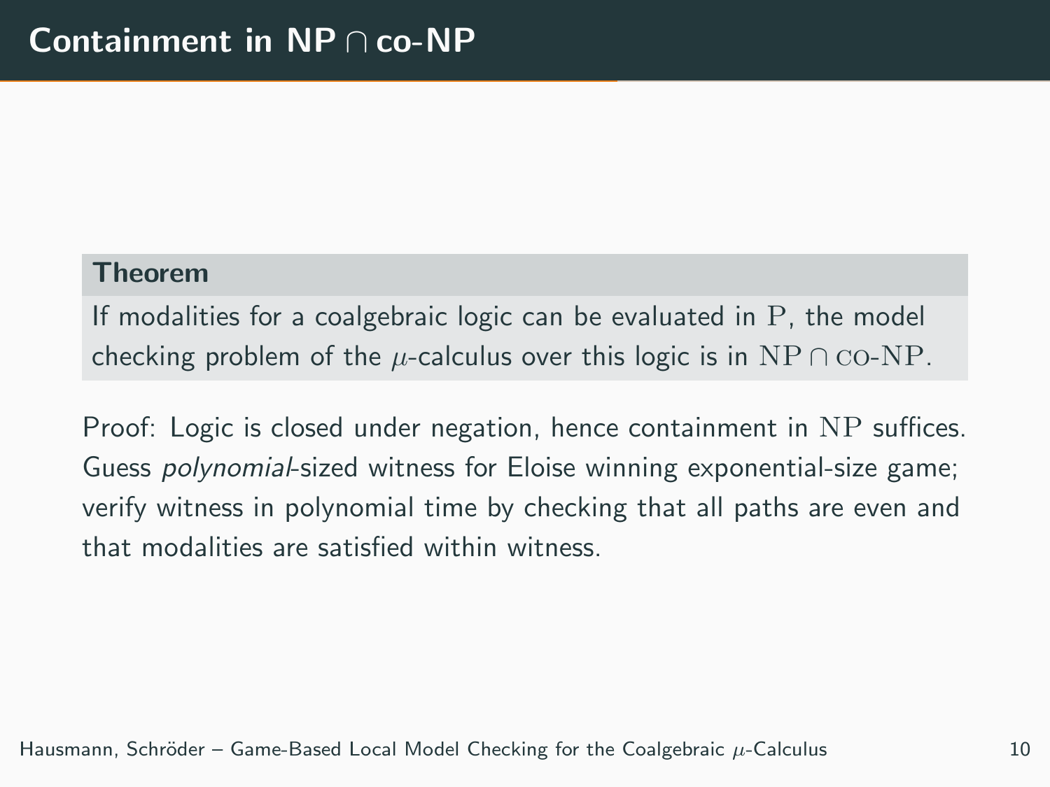# Containment in NP $\cap$ co-NP

**Theorem**

If modalities for a coalgebraic logic can be evaluated in $\mathrm{P}$, the model checking problem of the $\mu$-calculus over this logic is in $\mathrm{NP} \cap \mathrm{co\text{-}NP}$.

Proof: Logic is closed under negation, hence containment in $\mathrm{NP}$ suffices. Guess *polynomial*-sized witness for Eloise winning exponential-size game; verify witness in polynomial time by checking that all paths are even and that modalities are satisfied within witness.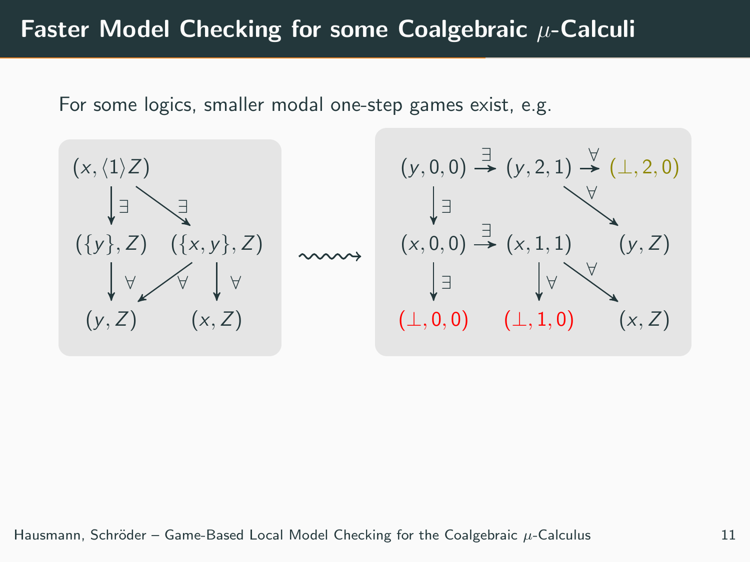# Faster Model Checking for some Coalgebraic $\mu$-Calculi

For some logics, smaller modal one-step games exist, e.g.

$$
\begin{array}{ccc}
(x, \langle 1 \rangle Z) & & \\
\downarrow \exists & \searrow \exists & \\
(\{y\}, Z) & & (\{x, y\}, Z) \\
\downarrow \forall & \swarrow \forall & \downarrow \forall \\
(y, Z) & & (x, Z)
\end{array}
\quad \rightsquigarrow \quad
\begin{array}{ccccc}
(y,0,0) & \xrightarrow{\exists} & (y,2,1) & \xrightarrow{\forall} & (\bot,2,0) \\
\downarrow \exists & & & \searrow \forall & \\
(x,0,0) & \xrightarrow{\exists} & (x,1,1) & & (y,Z) \\
\downarrow \exists & & \downarrow \forall & \searrow \forall & \\
(\bot,0,0) & & (\bot,1,0) & & (x,Z)
\end{array}
$$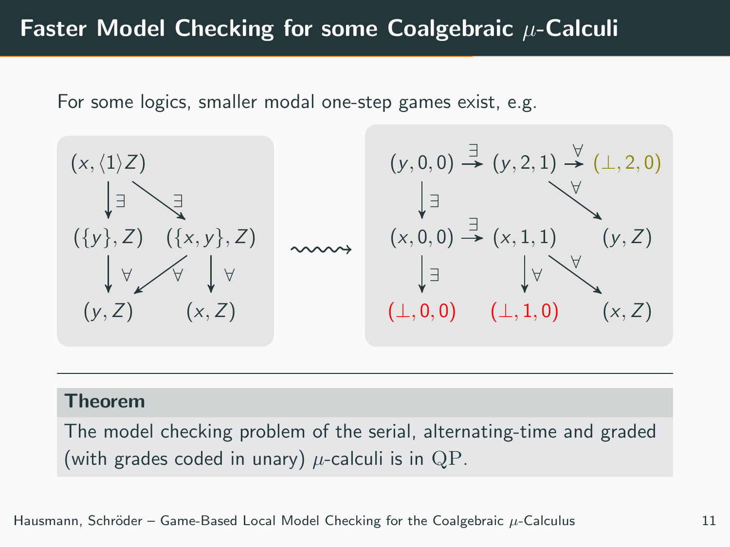# Faster Model Checking for some Coalgebraic $\mu$-Calculi

For some logics, smaller modal one-step games exist, e.g.

$(x, \langle 1 \rangle Z)$ $\xrightarrow{\exists}$ $(\{y\}, Z)$, $(\{x, y\}, Z)$ $\xrightarrow{\forall}$ $(y, Z)$, $(x, Z)$

$\rightsquigarrow$

$(y, 0, 0) \xrightarrow{\exists} (y, 2, 1) \xrightarrow{\forall} (\bot, 2, 0)$

$(y, 0, 0) \xrightarrow{\exists} (x, 0, 0) \xrightarrow{\exists} (x, 1, 1)$, $(y, 2, 1) \xrightarrow{\forall} (y, Z)$

$(x, 0, 0) \xrightarrow{\exists} (\bot, 0, 0)$, $(x, 1, 1) \xrightarrow{\forall} (\bot, 1, 0)$, $(x, 1, 1) \xrightarrow{\forall} (x, Z)$

---

**Theorem**

The model checking problem of the serial, alternating-time and graded (with grades coded in unary) $\mu$-calculi is in $\mathrm{QP}$.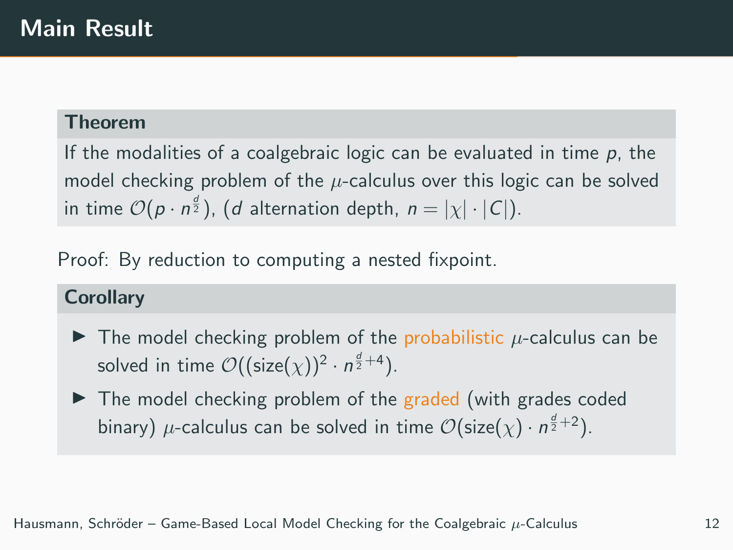# Main Result

**Theorem**

If the modalities of a coalgebraic logic can be evaluated in time $p$, the model checking problem of the $\mu$-calculus over this logic can be solved in time $\mathcal{O}(p \cdot n^{\frac{d}{2}})$, ($d$ alternation depth, $n = |\chi| \cdot |C|$).

Proof: By reduction to computing a nested fixpoint.

**Corollary**

- The model checking problem of the probabilistic $\mu$-calculus can be solved in time $\mathcal{O}((\text{size}(\chi))^2 \cdot n^{\frac{d}{2}+4})$.
- The model checking problem of the graded (with grades coded binary) $\mu$-calculus can be solved in time $\mathcal{O}(\text{size}(\chi) \cdot n^{\frac{d}{2}+2})$.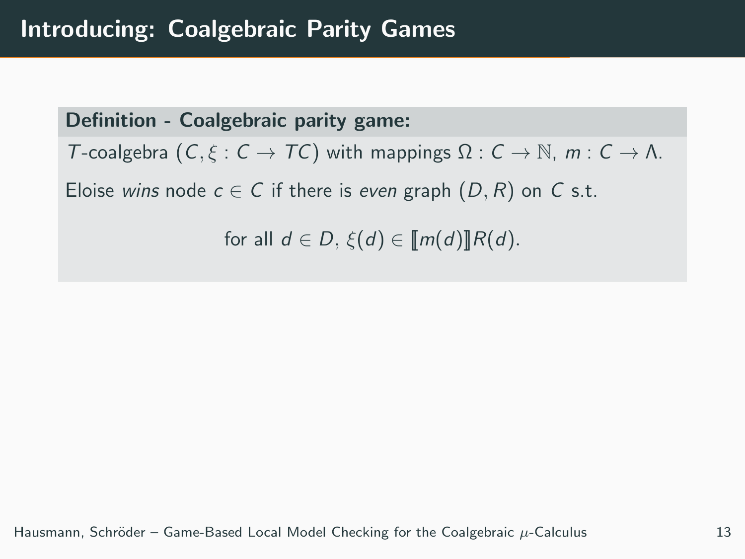# Introducing: Coalgebraic Parity Games

**Definition - Coalgebraic parity game:**

$T$-coalgebra $(C, \xi : C \to TC)$ with mappings $\Omega : C \to \mathbb{N}$, $m : C \to \Lambda$.

Eloise *wins* node $c \in C$ if there is *even* graph $(D, R)$ on $C$ s.t.

$$\text{for all } d \in D,\ \xi(d) \in [\![m(d)]\!] R(d).$$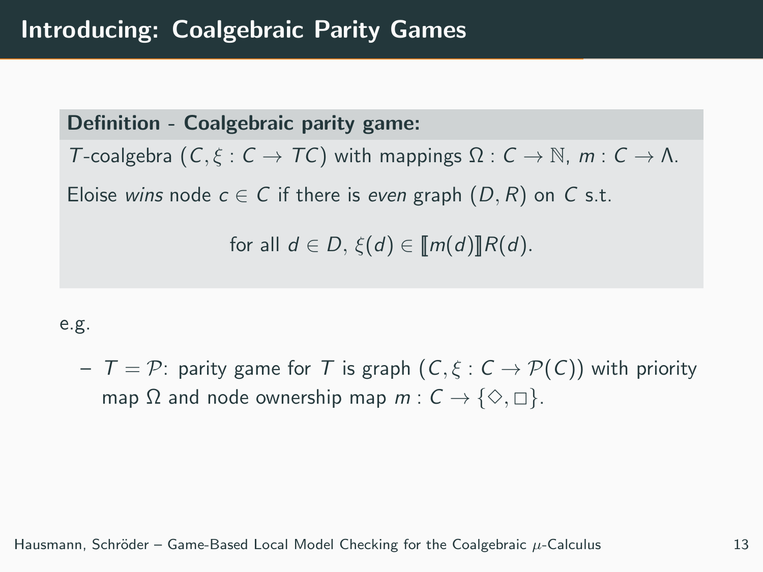# Introducing: Coalgebraic Parity Games

**Definition - Coalgebraic parity game:**

$T$-coalgebra $(C, \xi : C \to TC)$ with mappings $\Omega : C \to \mathbb{N}$, $m : C \to \Lambda$.

Eloise *wins* node $c \in C$ if there is *even* graph $(D, R)$ on $C$ s.t.

$$\text{for all } d \in D,\ \xi(d) \in [\![m(d)]\!] R(d).$$

e.g.

- $T = \mathcal{P}$: parity game for $T$ is graph $(C, \xi : C \to \mathcal{P}(C))$ with priority map $\Omega$ and node ownership map $m : C \to \{\Diamond, \Box\}$.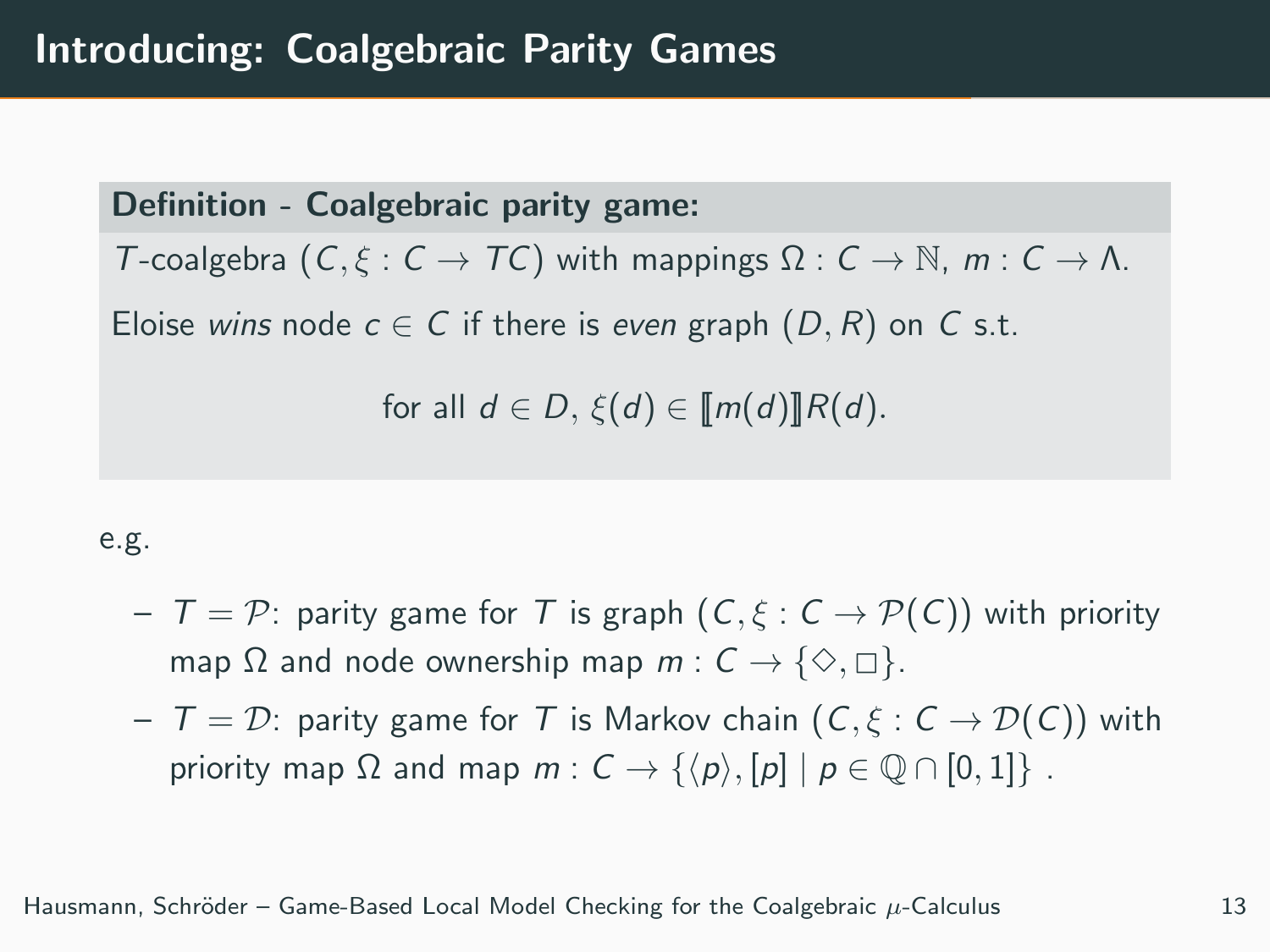# Introducing: Coalgebraic Parity Games

**Definition - Coalgebraic parity game:**

$T$-coalgebra $(C, \xi : C \to TC)$ with mappings $\Omega : C \to \mathbb{N}$, $m : C \to \Lambda$.

Eloise *wins* node $c \in C$ if there is *even* graph $(D, R)$ on $C$ s.t.

$$\text{for all } d \in D,\ \xi(d) \in [\![m(d)]\!] R(d).$$

e.g.

- $T = \mathcal{P}$: parity game for $T$ is graph $(C, \xi : C \to \mathcal{P}(C))$ with priority map $\Omega$ and node ownership map $m : C \to \{\Diamond, \Box\}$.
- $T = \mathcal{D}$: parity game for $T$ is Markov chain $(C, \xi : C \to \mathcal{D}(C))$ with priority map $\Omega$ and map $m : C \to \{\langle p \rangle, [p] \mid p \in \mathbb{Q} \cap [0, 1]\}$ .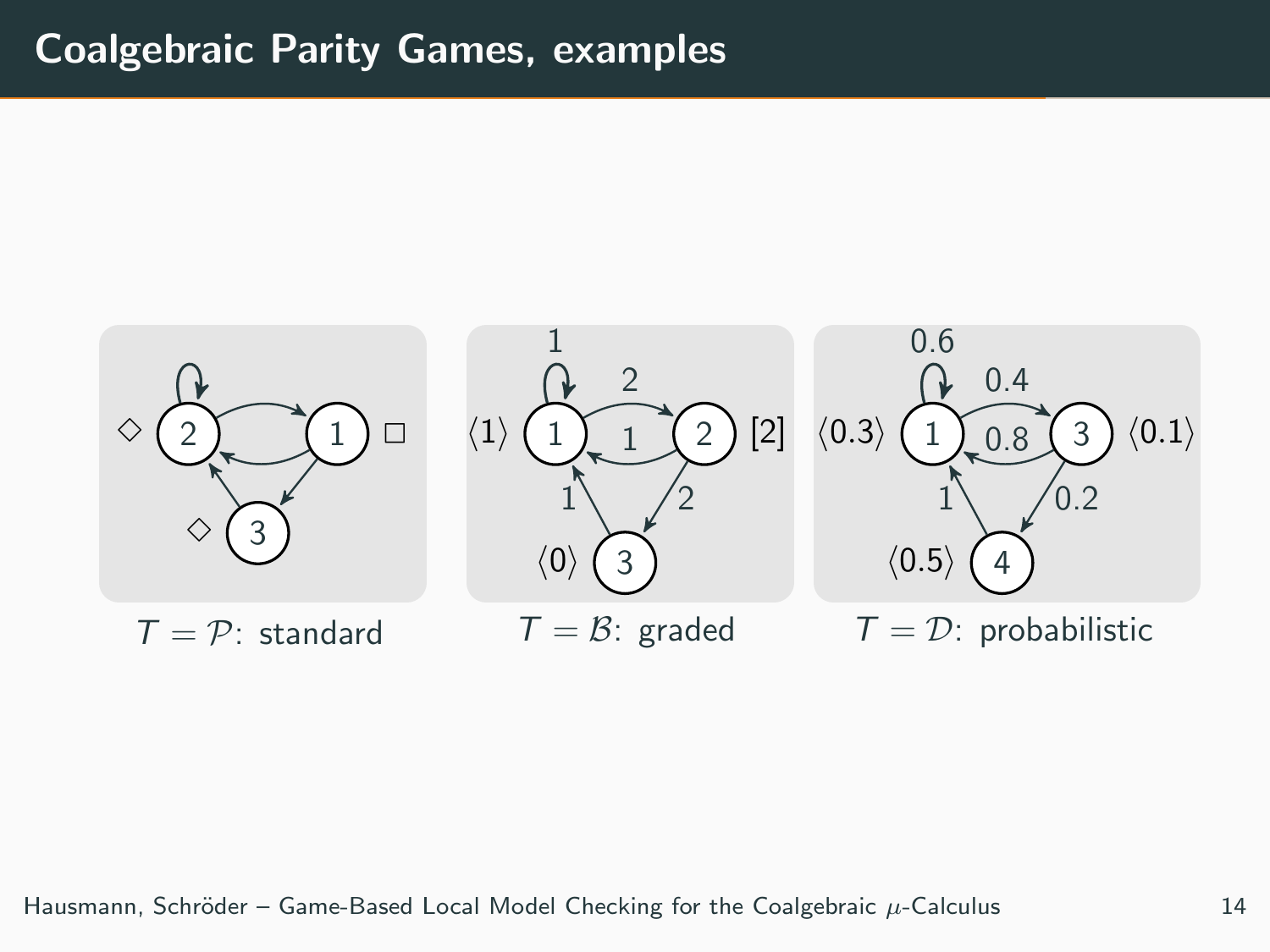# Coalgebraic Parity Games, examples

$T = \mathcal{P}$: standard

$T = \mathcal{B}$: graded

$T = \mathcal{D}$: probabilistic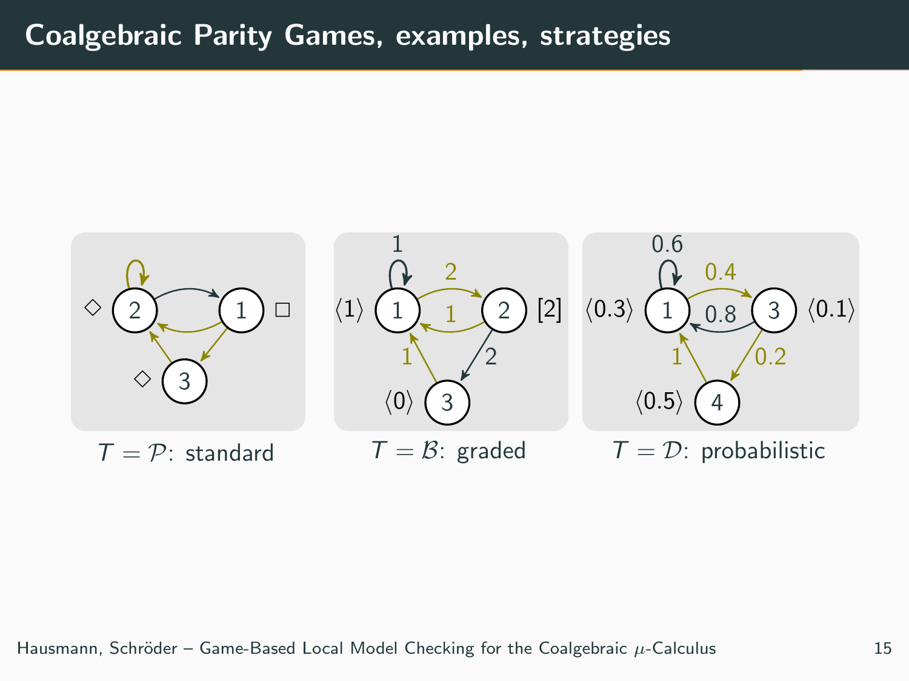# Coalgebraic Parity Games, examples, strategies

$T = \mathcal{P}$: standard

$T = \mathcal{B}$: graded

$T = \mathcal{D}$: probabilistic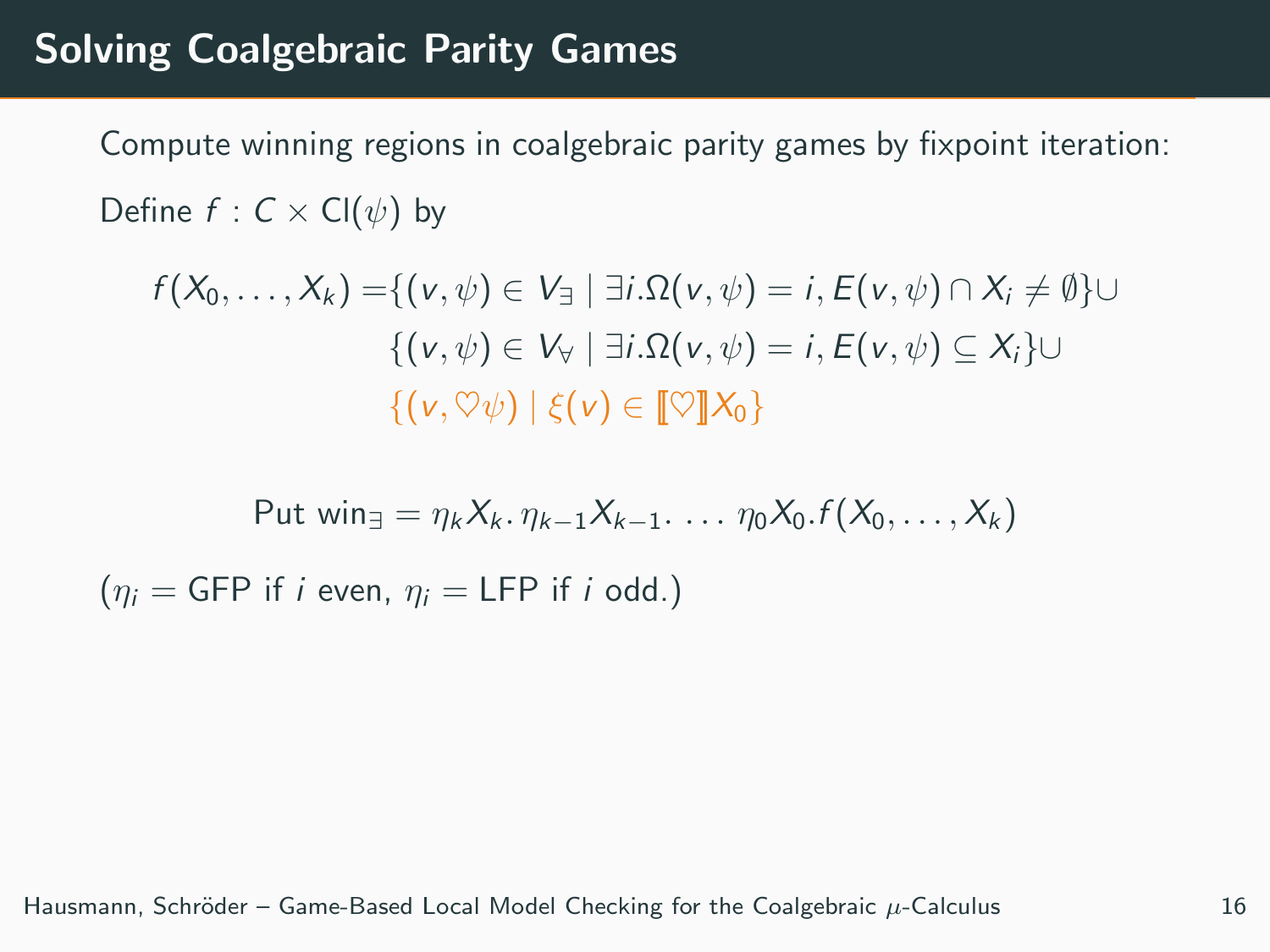# Solving Coalgebraic Parity Games

Compute winning regions in coalgebraic parity games by fixpoint iteration:

Define $f : C \times \mathsf{Cl}(\psi)$ by

$$
\begin{aligned}
f(X_0, \ldots, X_k) = & \{(v, \psi) \in V_\exists \mid \exists i. \Omega(v, \psi) = i, E(v, \psi) \cap X_i \neq \emptyset\} \cup \\
& \{(v, \psi) \in V_\forall \mid \exists i. \Omega(v, \psi) = i, E(v, \psi) \subseteq X_i\} \cup \\
& \{(v, \heartsuit\psi) \mid \xi(v) \in [\![\heartsuit]\!] X_0\}
\end{aligned}
$$

$$
\text{Put } \mathsf{win}_\exists = \eta_k X_k.\, \eta_{k-1} X_{k-1}.\, \ldots\, \eta_0 X_0. f(X_0, \ldots, X_k)
$$

($\eta_i = \mathsf{GFP}$ if $i$ even, $\eta_i = \mathsf{LFP}$ if $i$ odd.)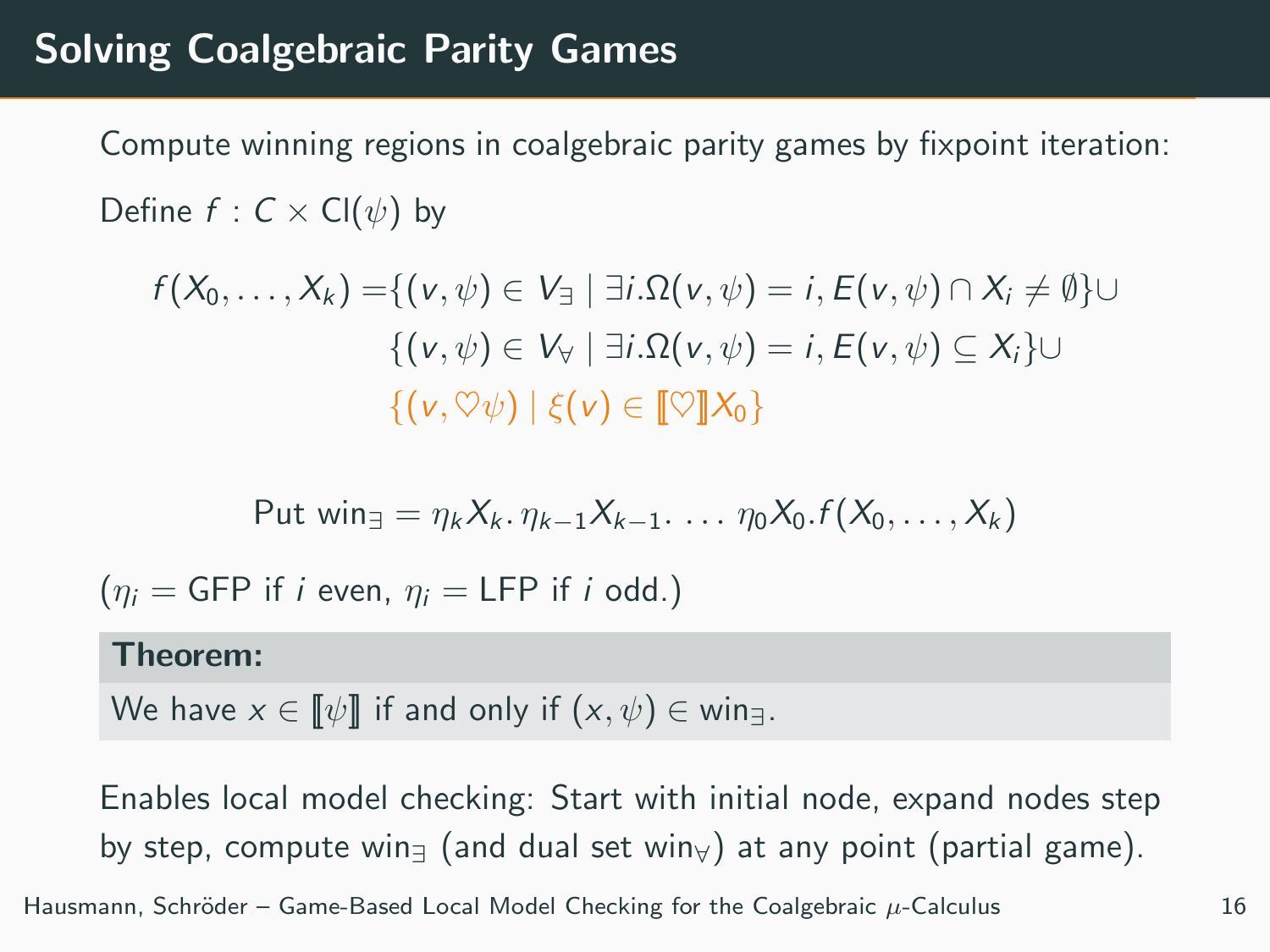## Solving Coalgebraic Parity Games

Compute winning regions in coalgebraic parity games by fixpoint iteration:

Define $f : C \times \mathsf{Cl}(\psi)$ by

$$
\begin{aligned}
f(X_0, \ldots, X_k) = & \{(v, \psi) \in V_\exists \mid \exists i. \Omega(v, \psi) = i, E(v, \psi) \cap X_i \neq \emptyset\} \cup \\
& \{(v, \psi) \in V_\forall \mid \exists i. \Omega(v, \psi) = i, E(v, \psi) \subseteq X_i\} \cup \\
& \{(v, \heartsuit\psi) \mid \xi(v) \in [\![\heartsuit]\!] X_0\}
\end{aligned}
$$

$$\text{Put } \mathsf{win}_\exists = \eta_k X_k . \, \eta_{k-1} X_{k-1} . \, \ldots \, \eta_0 X_0 . f(X_0, \ldots, X_k)$$

($\eta_i =$ GFP if $i$ even, $\eta_i =$ LFP if $i$ odd.)

**Theorem:**

We have $x \in [\![\psi]\!]$ if and only if $(x, \psi) \in \mathsf{win}_\exists$.

Enables local model checking: Start with initial node, expand nodes step by step, compute $\mathsf{win}_\exists$ (and dual set $\mathsf{win}_\forall$) at any point (partial game).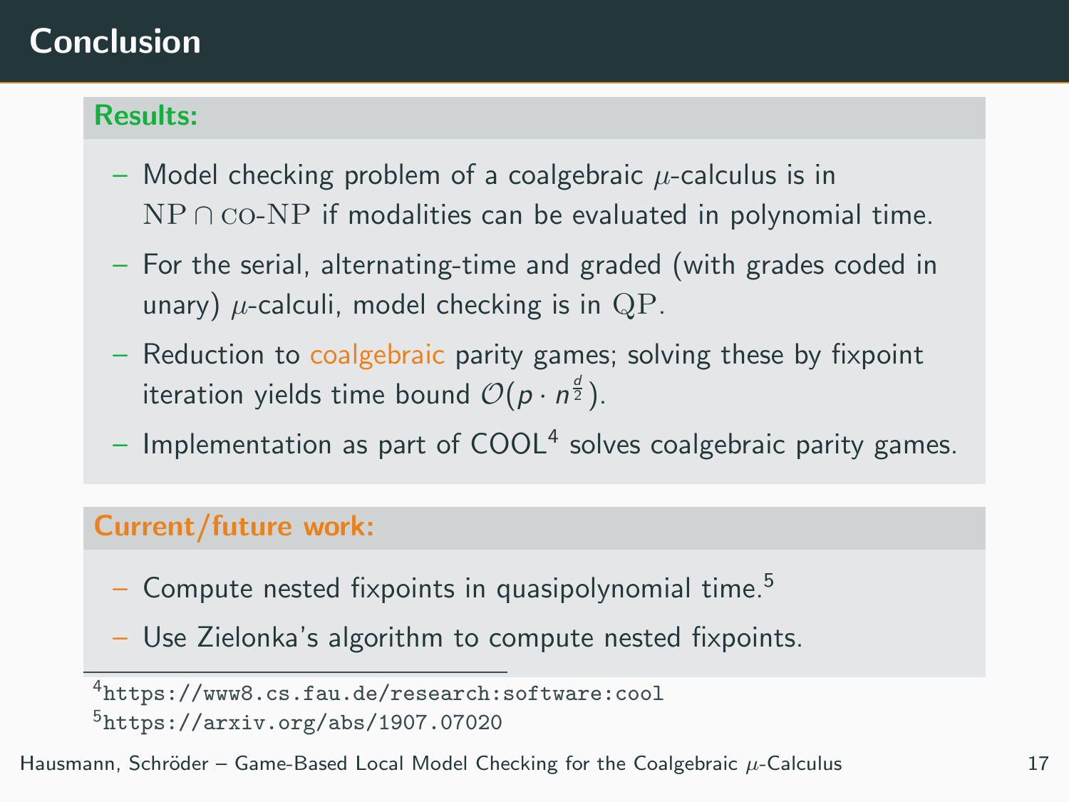# Conclusion

**Results:**

- Model checking problem of a coalgebraic $\mu$-calculus is in $\mathrm{NP} \cap \mathrm{co\text{-}NP}$ if modalities can be evaluated in polynomial time.
- For the serial, alternating-time and graded (with grades coded in unary) $\mu$-calculi, model checking is in $\mathrm{QP}$.
- Reduction to coalgebraic parity games; solving these by fixpoint iteration yields time bound $\mathcal{O}(p \cdot n^{\frac{d}{2}})$.
- Implementation as part of COOL[4] solves coalgebraic parity games.

**Current/future work:**

- Compute nested fixpoints in quasipolynomial time.[5]
- Use Zielonka's algorithm to compute nested fixpoints.

[4] https://www8.cs.fau.de/research:software:cool

[5] https://arxiv.org/abs/1907.07020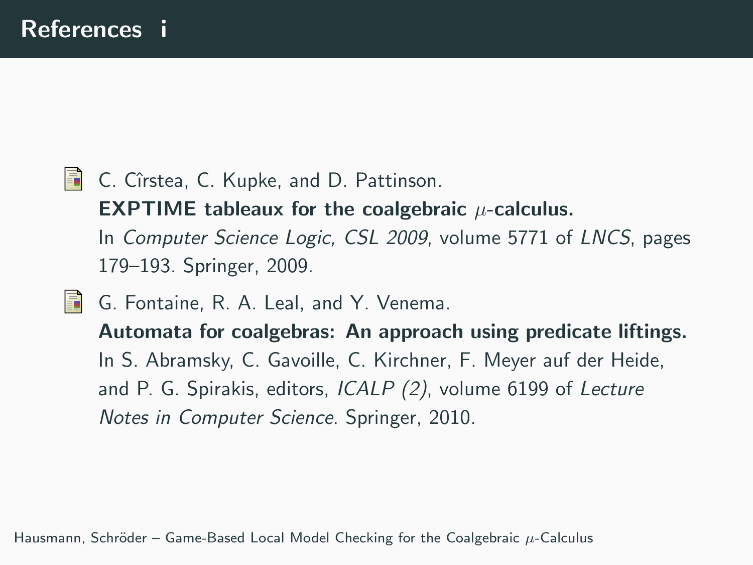# References i

- C. Cîrstea, C. Kupke, and D. Pattinson.
  **EXPTIME tableaux for the coalgebraic $\mu$-calculus.**
  In *Computer Science Logic, CSL 2009*, volume 5771 of *LNCS*, pages 179–193. Springer, 2009.

- G. Fontaine, R. A. Leal, and Y. Venema.
  **Automata for coalgebras: An approach using predicate liftings.**
  In S. Abramsky, C. Gavoille, C. Kirchner, F. Meyer auf der Heide, and P. G. Spirakis, editors, *ICALP (2)*, volume 6199 of *Lecture Notes in Computer Science*. Springer, 2010.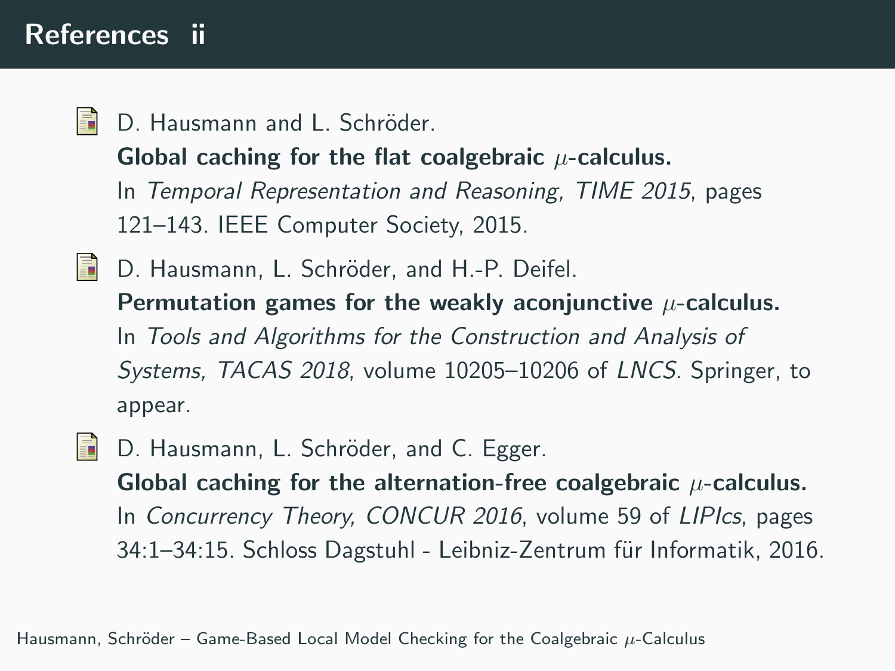# References ii

- D. Hausmann and L. Schröder.
  **Global caching for the flat coalgebraic $\mu$-calculus.**
  In *Temporal Representation and Reasoning, TIME 2015*, pages 121–143. IEEE Computer Society, 2015.

- D. Hausmann, L. Schröder, and H.-P. Deifel.
  **Permutation games for the weakly aconjunctive $\mu$-calculus.**
  In *Tools and Algorithms for the Construction and Analysis of Systems, TACAS 2018*, volume 10205–10206 of *LNCS*. Springer, to appear.

- D. Hausmann, L. Schröder, and C. Egger.
  **Global caching for the alternation-free coalgebraic $\mu$-calculus.**
  In *Concurrency Theory, CONCUR 2016*, volume 59 of *LIPIcs*, pages 34:1–34:15. Schloss Dagstuhl - Leibniz-Zentrum für Informatik, 2016.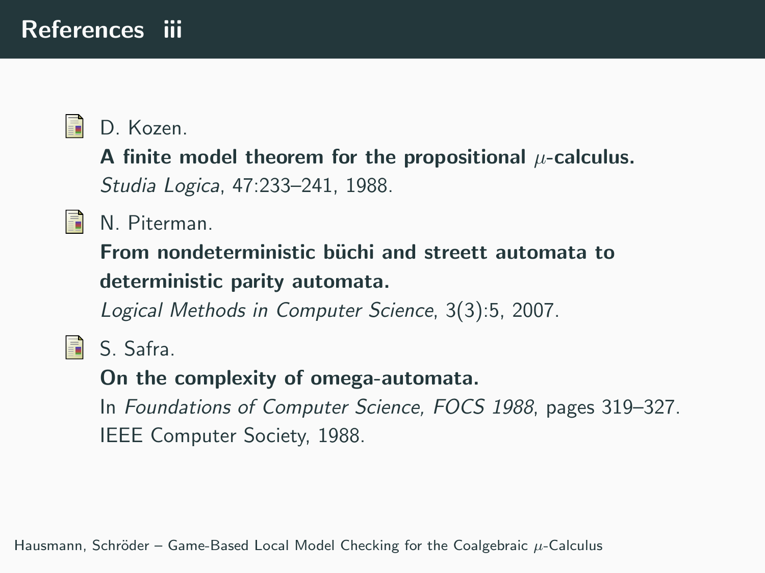# References iii

- D. Kozen.
  **A finite model theorem for the propositional $\mu$-calculus.**
  *Studia Logica*, 47:233–241, 1988.

- N. Piterman.
  **From nondeterministic büchi and streett automata to deterministic parity automata.**
  *Logical Methods in Computer Science*, 3(3):5, 2007.

- S. Safra.
  **On the complexity of omega-automata.**
  In *Foundations of Computer Science, FOCS 1988*, pages 319–327. IEEE Computer Society, 1988.